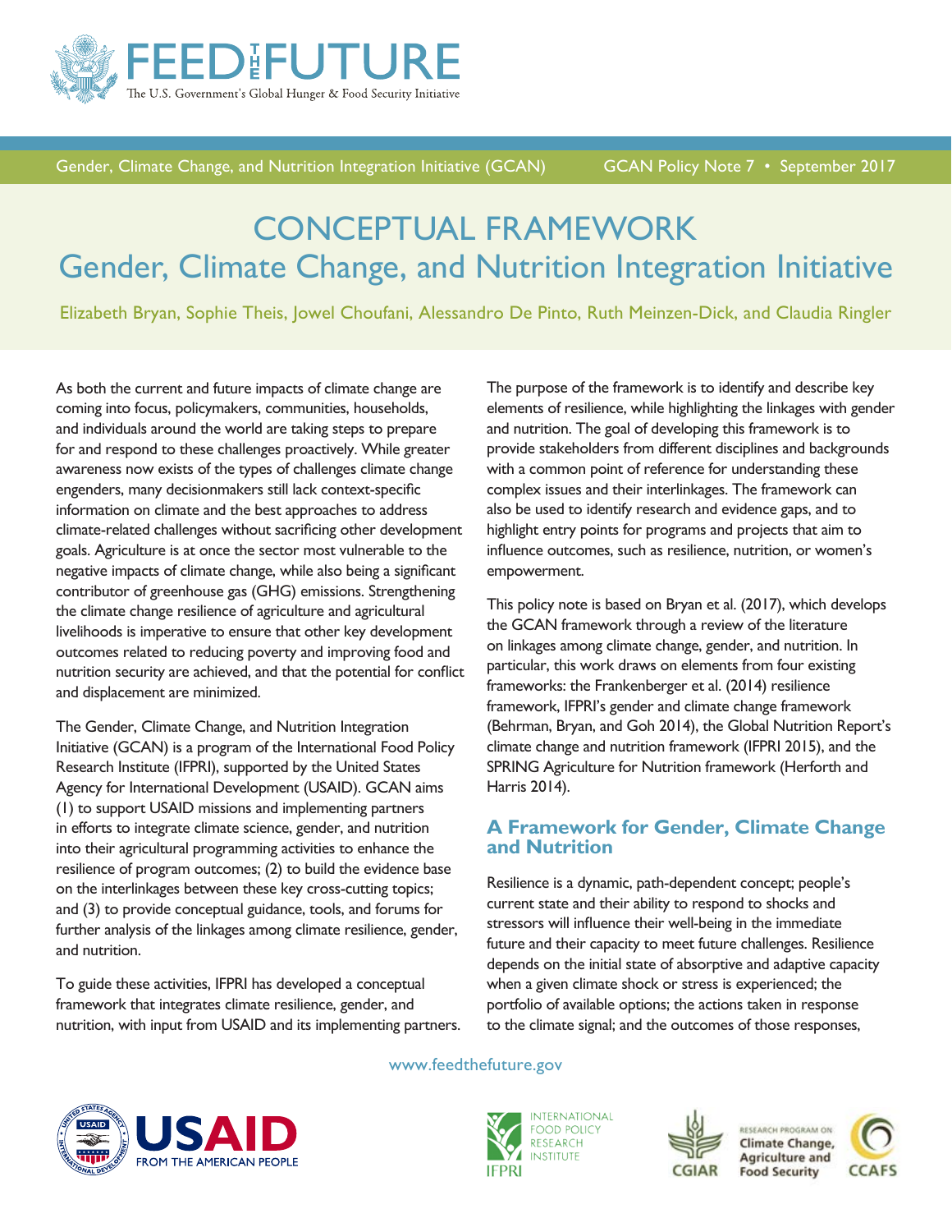# FEED THE FUTURE

The U.S. Government's Global Hunger & Food Security Initiative

Gender, Climate Change, and Nutrition Integration Initiative (GCAN) GCAN Policy Note 7 • September 2017

# CONCEPTUAL FRAMEWORK
## Gender, Climate Change, and Nutrition Integration Initiative

Elizabeth Bryan, Sophie Theis, Jowel Choufani, Alessandro De Pinto, Ruth Meinzen-Dick, and Claudia Ringler

As both the current and future impacts of climate change are coming into focus, policymakers, communities, households, and individuals around the world are taking steps to prepare for and respond to these challenges proactively. While greater awareness now exists of the types of challenges climate change engenders, many decisionmakers still lack context-specific information on climate and the best approaches to address climate-related challenges without sacrificing other development goals. Agriculture is at once the sector most vulnerable to the negative impacts of climate change, while also being a significant contributor of greenhouse gas (GHG) emissions. Strengthening the climate change resilience of agriculture and agricultural livelihoods is imperative to ensure that other key development outcomes related to reducing poverty and improving food and nutrition security are achieved, and that the potential for conflict and displacement are minimized.

The Gender, Climate Change, and Nutrition Integration Initiative (GCAN) is a program of the International Food Policy Research Institute (IFPRI), supported by the United States Agency for International Development (USAID). GCAN aims (1) to support USAID missions and implementing partners in efforts to integrate climate science, gender, and nutrition into their agricultural programming activities to enhance the resilience of program outcomes; (2) to build the evidence base on the interlinkages between these key cross-cutting topics; and (3) to provide conceptual guidance, tools, and forums for further analysis of the linkages among climate resilience, gender, and nutrition.

To guide these activities, IFPRI has developed a conceptual framework that integrates climate resilience, gender, and nutrition, with input from USAID and its implementing partners.

The purpose of the framework is to identify and describe key elements of resilience, while highlighting the linkages with gender and nutrition. The goal of developing this framework is to provide stakeholders from different disciplines and backgrounds with a common point of reference for understanding these complex issues and their interlinkages. The framework can also be used to identify research and evidence gaps, and to highlight entry points for programs and projects that aim to influence outcomes, such as resilience, nutrition, or women's empowerment.

This policy note is based on Bryan et al. (2017), which develops the GCAN framework through a review of the literature on linkages among climate change, gender, and nutrition. In particular, this work draws on elements from four existing frameworks: the Frankenberger et al. (2014) resilience framework, IFPRI's gender and climate change framework (Behrman, Bryan, and Goh 2014), the Global Nutrition Report's climate change and nutrition framework (IFPRI 2015), and the SPRING Agriculture for Nutrition framework (Herforth and Harris 2014).

## A Framework for Gender, Climate Change and Nutrition

Resilience is a dynamic, path-dependent concept; people's current state and their ability to respond to shocks and stressors will influence their well-being in the immediate future and their capacity to meet future challenges. Resilience depends on the initial state of absorptive and adaptive capacity when a given climate shock or stress is experienced; the portfolio of available options; the actions taken in response to the climate signal; and the outcomes of those responses,

www.feedthefuture.gov

USAID FROM THE AMERICAN PEOPLE

INTERNATIONAL FOOD POLICY RESEARCH INSTITUTE IFPRI

CGIAR

RESEARCH PROGRAM ON Climate Change, Agriculture and Food Security CCAFS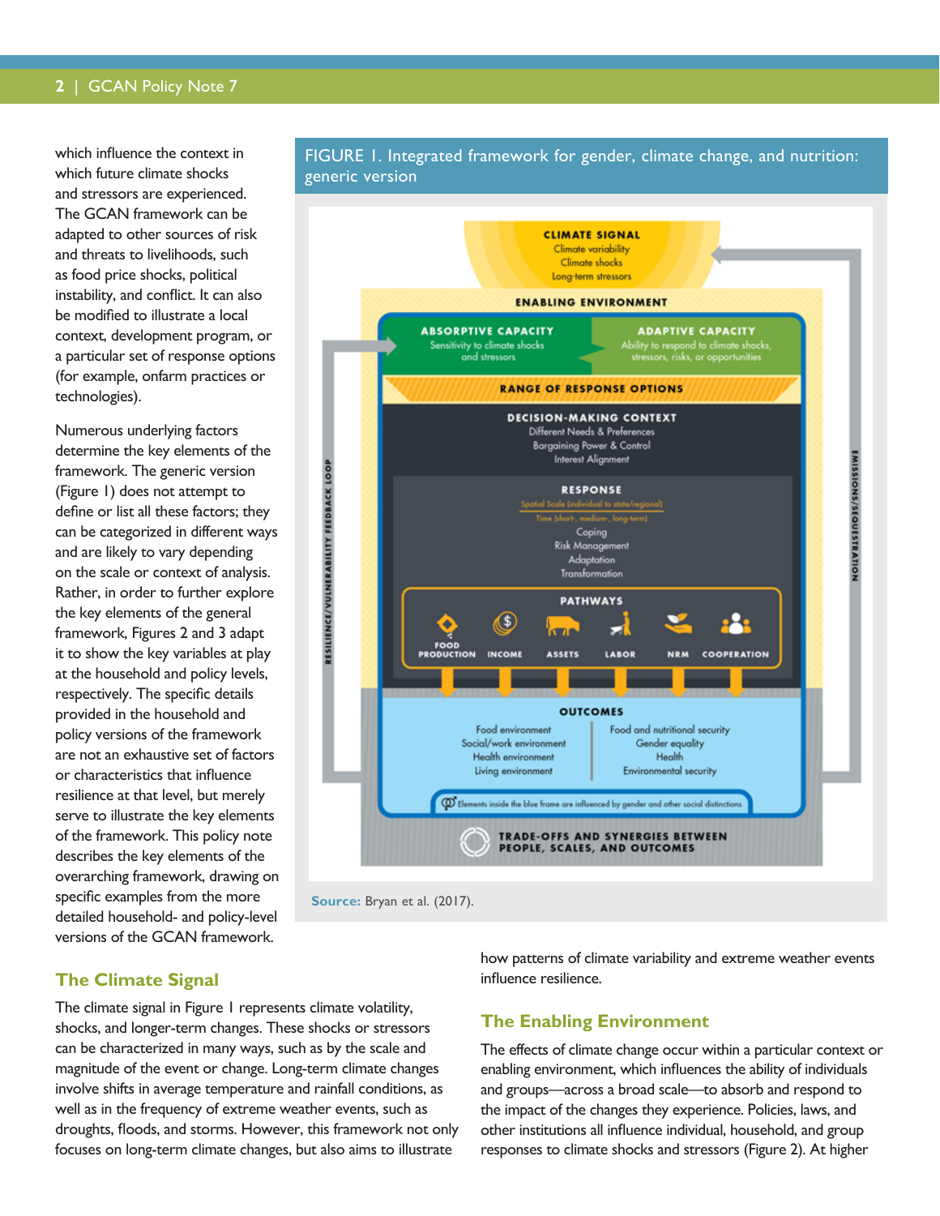which influence the context in which future climate shocks and stressors are experienced. The GCAN framework can be adapted to other sources of risk and threats to livelihoods, such as food price shocks, political instability, and conflict. It can also be modified to illustrate a local context, development program, or a particular set of response options (for example, onfarm practices or technologies).

Numerous underlying factors determine the key elements of the framework. The generic version (Figure 1) does not attempt to define or list all these factors; they can be categorized in different ways and are likely to vary depending on the scale or context of analysis. Rather, in order to further explore the key elements of the general framework, Figures 2 and 3 adapt it to show the key variables at play at the household and policy levels, respectively. The specific details provided in the household and policy versions of the framework are not an exhaustive set of factors or characteristics that influence resilience at that level, but merely serve to illustrate the key elements of the framework. This policy note describes the key elements of the overarching framework, drawing on specific examples from the more detailed household- and policy-level versions of the GCAN framework.

FIGURE 1. Integrated framework for gender, climate change, and nutrition: generic version

**Source:** Bryan et al. (2017).

## The Climate Signal

The climate signal in Figure 1 represents climate volatility, shocks, and longer-term changes. These shocks or stressors can be characterized in many ways, such as by the scale and magnitude of the event or change. Long-term climate changes involve shifts in average temperature and rainfall conditions, as well as in the frequency of extreme weather events, such as droughts, floods, and storms. However, this framework not only focuses on long-term climate changes, but also aims to illustrate how patterns of climate variability and extreme weather events influence resilience.

## The Enabling Environment

The effects of climate change occur within a particular context or enabling environment, which influences the ability of individuals and groups—across a broad scale—to absorb and respond to the impact of the changes they experience. Policies, laws, and other institutions all influence individual, household, and group responses to climate shocks and stressors (Figure 2). At higher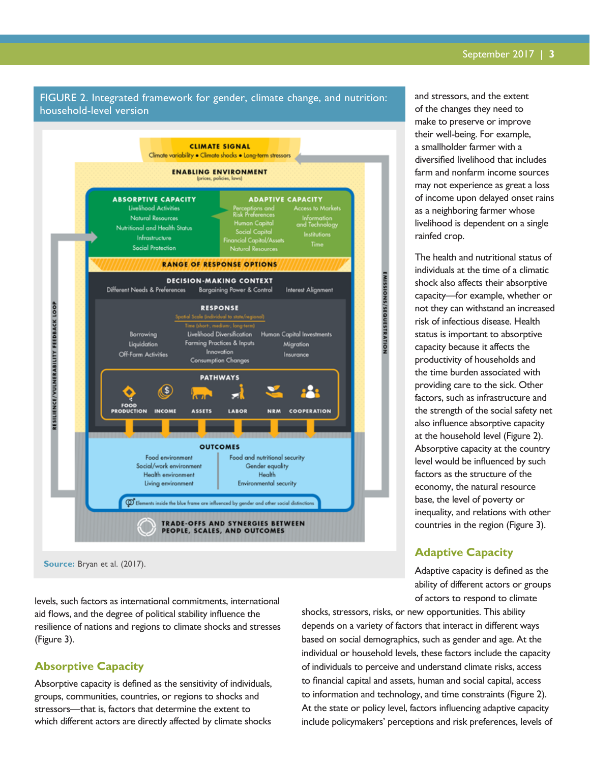FIGURE 2. Integrated framework for gender, climate change, and nutrition: household-level version

**Source:** Bryan et al. (2017).

levels, such factors as international commitments, international aid flows, and the degree of political stability influence the resilience of nations and regions to climate shocks and stresses (Figure 3).

## Absorptive Capacity

Absorptive capacity is defined as the sensitivity of individuals, groups, communities, countries, or regions to shocks and stressors—that is, factors that determine the extent to which different actors are directly affected by climate shocks and stressors, and the extent of the changes they need to make to preserve or improve their well-being. For example, a smallholder farmer with a diversified livelihood that includes farm and nonfarm income sources may not experience as great a loss of income upon delayed onset rains as a neighboring farmer whose livelihood is dependent on a single rainfed crop.

The health and nutritional status of individuals at the time of a climatic shock also affects their absorptive capacity—for example, whether or not they can withstand an increased risk of infectious disease. Health status is important to absorptive capacity because it affects the productivity of households and the time burden associated with providing care to the sick. Other factors, such as infrastructure and the strength of the social safety net also influence absorptive capacity at the household level (Figure 2). Absorptive capacity at the country level would be influenced by such factors as the structure of the economy, the natural resource base, the level of poverty or inequality, and relations with other countries in the region (Figure 3).

## Adaptive Capacity

Adaptive capacity is defined as the ability of different actors or groups of actors to respond to climate shocks, stressors, risks, or new opportunities. This ability depends on a variety of factors that interact in different ways based on social demographics, such as gender and age. At the individual or household levels, these factors include the capacity of individuals to perceive and understand climate risks, access to financial capital and assets, human and social capital, access to information and technology, and time constraints (Figure 2). At the state or policy level, factors influencing adaptive capacity include policymakers' perceptions and risk preferences, levels of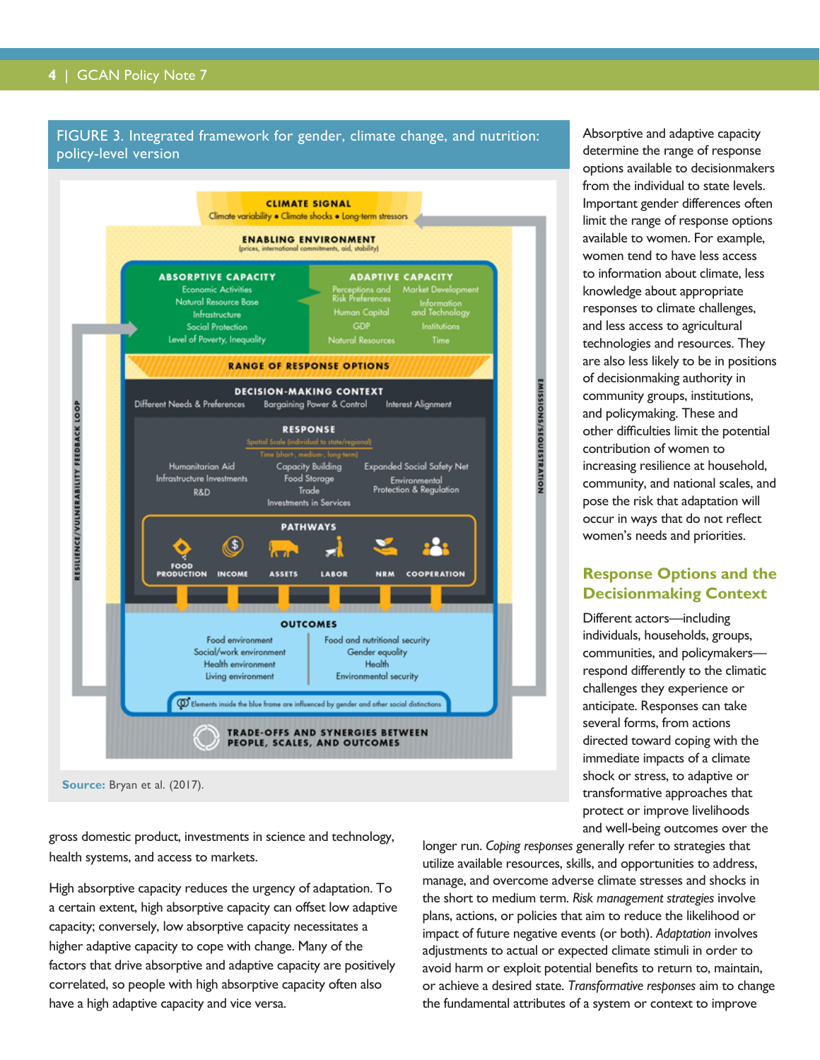FIGURE 3. Integrated framework for gender, climate change, and nutrition: policy-level version

CLIMATE SIGNAL
Climate variability • Climate shocks • Long-term stressors

ENABLING ENVIRONMENT
(prices, international commitments, aid, stability)

ABSORPTIVE CAPACITY
Economic Activities
Natural Resource Base
Infrastructure
Social Protection
Level of Poverty, Inequality

ADAPTIVE CAPACITY
Perceptions and Risk Preferences
Market Development
Information and Technology
Human Capital
GDP
Institutions
Natural Resources
Time

RANGE OF RESPONSE OPTIONS

DECISION-MAKING CONTEXT
Different Needs & Preferences
Bargaining Power & Control
Interest Alignment

RESPONSE
Spatial Scale (individual to state/regional)
Time (short-, medium-, long-term)
Humanitarian Aid
Infrastructure Investments
R&D
Capacity Building
Food Storage
Trade
Investments in Services
Expanded Social Safety Net
Environmental Protection & Regulation

PATHWAYS
FOOD PRODUCTION
INCOME
ASSETS
LABOR
NRM
COOPERATION

OUTCOMES
Food environment
Social/work environment
Health environment
Living environment
Food and nutritional security
Gender equality
Health
Environmental security

Elements inside the blue frame are influenced by gender and other social distinctions

TRADE-OFFS AND SYNERGIES BETWEEN PEOPLE, SCALES, AND OUTCOMES

RESILIENCE/VULNERABILITY FEEDBACK LOOP

EMISSIONS/SEQUESTRATION

**Source:** Bryan et al. (2017).

gross domestic product, investments in science and technology, health systems, and access to markets.

High absorptive capacity reduces the urgency of adaptation. To a certain extent, high absorptive capacity can offset low adaptive capacity; conversely, low absorptive capacity necessitates a higher adaptive capacity to cope with change. Many of the factors that drive absorptive and adaptive capacity are positively correlated, so people with high absorptive capacity often also have a high adaptive capacity and vice versa.

Absorptive and adaptive capacity determine the range of response options available to decisionmakers from the individual to state levels. Important gender differences often limit the range of response options available to women. For example, women tend to have less access to information about climate, less knowledge about appropriate responses to climate challenges, and less access to agricultural technologies and resources. They are also less likely to be in positions of decisionmaking authority in community groups, institutions, and policymaking. These and other difficulties limit the potential contribution of women to increasing resilience at household, community, and national scales, and pose the risk that adaptation will occur in ways that do not reflect women's needs and priorities.

## Response Options and the Decisionmaking Context

Different actors—including individuals, households, groups, communities, and policymakers—respond differently to the climatic challenges they experience or anticipate. Responses can take several forms, from actions directed toward coping with the immediate impacts of a climate shock or stress, to adaptive or transformative approaches that protect or improve livelihoods and well-being outcomes over the longer run. *Coping responses* generally refer to strategies that utilize available resources, skills, and opportunities to address, manage, and overcome adverse climate stresses and shocks in the short to medium term. *Risk management strategies* involve plans, actions, or policies that aim to reduce the likelihood or impact of future negative events (or both). *Adaptation* involves adjustments to actual or expected climate stimuli in order to avoid harm or exploit potential benefits to return to, maintain, or achieve a desired state. *Transformative responses* aim to change the fundamental attributes of a system or context to improve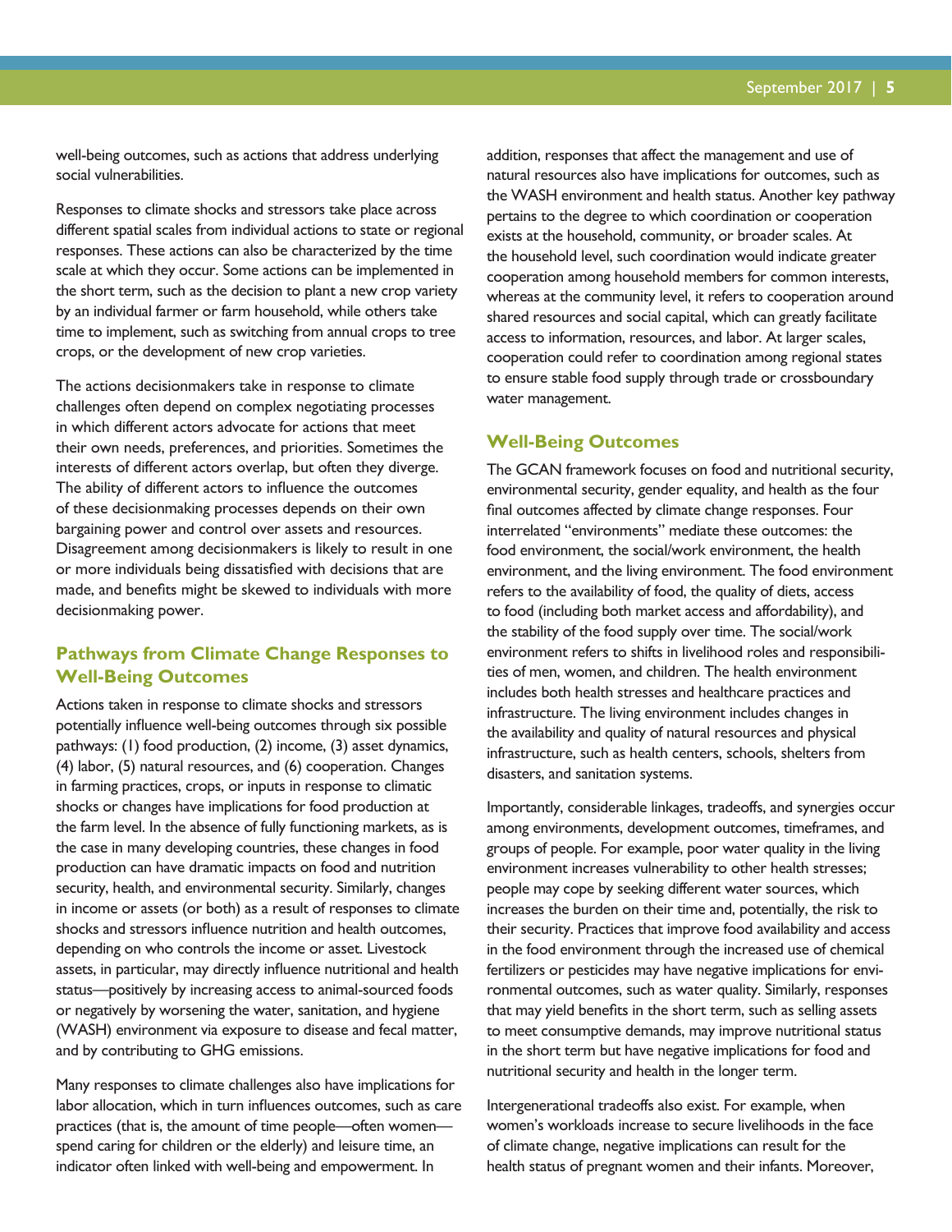well-being outcomes, such as actions that address underlying social vulnerabilities.

Responses to climate shocks and stressors take place across different spatial scales from individual actions to state or regional responses. These actions can also be characterized by the time scale at which they occur. Some actions can be implemented in the short term, such as the decision to plant a new crop variety by an individual farmer or farm household, while others take time to implement, such as switching from annual crops to tree crops, or the development of new crop varieties.

The actions decisionmakers take in response to climate challenges often depend on complex negotiating processes in which different actors advocate for actions that meet their own needs, preferences, and priorities. Sometimes the interests of different actors overlap, but often they diverge. The ability of different actors to influence the outcomes of these decisionmaking processes depends on their own bargaining power and control over assets and resources. Disagreement among decisionmakers is likely to result in one or more individuals being dissatisfied with decisions that are made, and benefits might be skewed to individuals with more decisionmaking power.

## Pathways from Climate Change Responses to Well-Being Outcomes

Actions taken in response to climate shocks and stressors potentially influence well-being outcomes through six possible pathways: (1) food production, (2) income, (3) asset dynamics, (4) labor, (5) natural resources, and (6) cooperation. Changes in farming practices, crops, or inputs in response to climatic shocks or changes have implications for food production at the farm level. In the absence of fully functioning markets, as is the case in many developing countries, these changes in food production can have dramatic impacts on food and nutrition security, health, and environmental security. Similarly, changes in income or assets (or both) as a result of responses to climate shocks and stressors influence nutrition and health outcomes, depending on who controls the income or asset. Livestock assets, in particular, may directly influence nutritional and health status—positively by increasing access to animal-sourced foods or negatively by worsening the water, sanitation, and hygiene (WASH) environment via exposure to disease and fecal matter, and by contributing to GHG emissions.

Many responses to climate challenges also have implications for labor allocation, which in turn influences outcomes, such as care practices (that is, the amount of time people—often women—spend caring for children or the elderly) and leisure time, an indicator often linked with well-being and empowerment. In addition, responses that affect the management and use of natural resources also have implications for outcomes, such as the WASH environment and health status. Another key pathway pertains to the degree to which coordination or cooperation exists at the household, community, or broader scales. At the household level, such coordination would indicate greater cooperation among household members for common interests, whereas at the community level, it refers to cooperation around shared resources and social capital, which can greatly facilitate access to information, resources, and labor. At larger scales, cooperation could refer to coordination among regional states to ensure stable food supply through trade or crossboundary water management.

## Well-Being Outcomes

The GCAN framework focuses on food and nutritional security, environmental security, gender equality, and health as the four final outcomes affected by climate change responses. Four interrelated "environments" mediate these outcomes: the food environment, the social/work environment, the health environment, and the living environment. The food environment refers to the availability of food, the quality of diets, access to food (including both market access and affordability), and the stability of the food supply over time. The social/work environment refers to shifts in livelihood roles and responsibilities of men, women, and children. The health environment includes both health stresses and healthcare practices and infrastructure. The living environment includes changes in the availability and quality of natural resources and physical infrastructure, such as health centers, schools, shelters from disasters, and sanitation systems.

Importantly, considerable linkages, tradeoffs, and synergies occur among environments, development outcomes, timeframes, and groups of people. For example, poor water quality in the living environment increases vulnerability to other health stresses; people may cope by seeking different water sources, which increases the burden on their time and, potentially, the risk to their security. Practices that improve food availability and access in the food environment through the increased use of chemical fertilizers or pesticides may have negative implications for environmental outcomes, such as water quality. Similarly, responses that may yield benefits in the short term, such as selling assets to meet consumptive demands, may improve nutritional status in the short term but have negative implications for food and nutritional security and health in the longer term.

Intergenerational tradeoffs also exist. For example, when women's workloads increase to secure livelihoods in the face of climate change, negative implications can result for the health status of pregnant women and their infants. Moreover,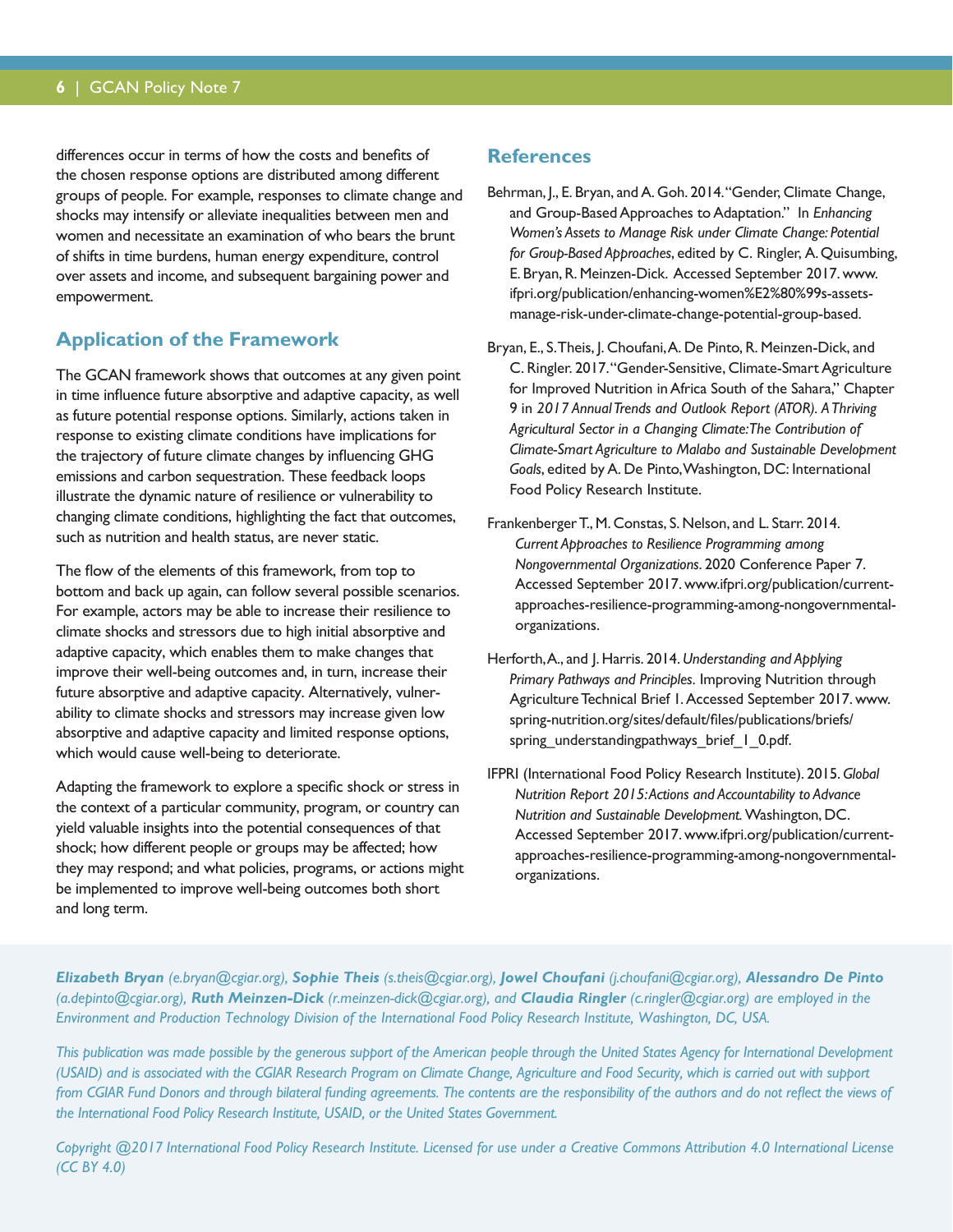differences occur in terms of how the costs and benefits of the chosen response options are distributed among different groups of people. For example, responses to climate change and shocks may intensify or alleviate inequalities between men and women and necessitate an examination of who bears the brunt of shifts in time burdens, human energy expenditure, control over assets and income, and subsequent bargaining power and empowerment.

## Application of the Framework

The GCAN framework shows that outcomes at any given point in time influence future absorptive and adaptive capacity, as well as future potential response options. Similarly, actions taken in response to existing climate conditions have implications for the trajectory of future climate changes by influencing GHG emissions and carbon sequestration. These feedback loops illustrate the dynamic nature of resilience or vulnerability to changing climate conditions, highlighting the fact that outcomes, such as nutrition and health status, are never static.

The flow of the elements of this framework, from top to bottom and back up again, can follow several possible scenarios. For example, actors may be able to increase their resilience to climate shocks and stressors due to high initial absorptive and adaptive capacity, which enables them to make changes that improve their well-being outcomes and, in turn, increase their future absorptive and adaptive capacity. Alternatively, vulnerability to climate shocks and stressors may increase given low absorptive and adaptive capacity and limited response options, which would cause well-being to deteriorate.

Adapting the framework to explore a specific shock or stress in the context of a particular community, program, or country can yield valuable insights into the potential consequences of that shock; how different people or groups may be affected; how they may respond; and what policies, programs, or actions might be implemented to improve well-being outcomes both short and long term.

## References

Behrman, J., E. Bryan, and A. Goh. 2014. "Gender, Climate Change, and Group-Based Approaches to Adaptation." In *Enhancing Women's Assets to Manage Risk under Climate Change: Potential for Group-Based Approaches*, edited by C. Ringler, A. Quisumbing, E. Bryan, R. Meinzen-Dick. Accessed September 2017. www.ifpri.org/publication/enhancing-women%E2%80%99s-assets-manage-risk-under-climate-change-potential-group-based.

Bryan, E., S. Theis, J. Choufani, A. De Pinto, R. Meinzen-Dick, and C. Ringler. 2017. "Gender-Sensitive, Climate-Smart Agriculture for Improved Nutrition in Africa South of the Sahara," Chapter 9 in *2017 Annual Trends and Outlook Report (ATOR). A Thriving Agricultural Sector in a Changing Climate: The Contribution of Climate-Smart Agriculture to Malabo and Sustainable Development Goals*, edited by A. De Pinto, Washington, DC: International Food Policy Research Institute.

Frankenberger T., M. Constas, S. Nelson, and L. Starr. 2014. *Current Approaches to Resilience Programming among Nongovernmental Organizations*. 2020 Conference Paper 7. Accessed September 2017. www.ifpri.org/publication/current-approaches-resilience-programming-among-nongovernmental-organizations.

Herforth, A., and J. Harris. 2014. *Understanding and Applying Primary Pathways and Principles*. Improving Nutrition through Agriculture Technical Brief 1. Accessed September 2017. www.spring-nutrition.org/sites/default/files/publications/briefs/spring_understandingpathways_brief_1_0.pdf.

IFPRI (International Food Policy Research Institute). 2015. *Global Nutrition Report 2015: Actions and Accountability to Advance Nutrition and Sustainable Development.* Washington, DC. Accessed September 2017. www.ifpri.org/publication/current-approaches-resilience-programming-among-nongovernmental-organizations.

---

*__Elizabeth Bryan__ (e.bryan@cgiar.org), __Sophie Theis__ (s.theis@cgiar.org), __Jowel Choufani__ (j.choufani@cgiar.org), __Alessandro De Pinto__ (a.depinto@cgiar.org), __Ruth Meinzen-Dick__ (r.meinzen-dick@cgiar.org), and __Claudia Ringler__ (c.ringler@cgiar.org) are employed in the Environment and Production Technology Division of the International Food Policy Research Institute, Washington, DC, USA.*

*This publication was made possible by the generous support of the American people through the United States Agency for International Development (USAID) and is associated with the CGIAR Research Program on Climate Change, Agriculture and Food Security, which is carried out with support from CGIAR Fund Donors and through bilateral funding agreements. The contents are the responsibility of the authors and do not reflect the views of the International Food Policy Research Institute, USAID, or the United States Government.*

*Copyright @2017 International Food Policy Research Institute. Licensed for use under a Creative Commons Attribution 4.0 International License (CC BY 4.0)*